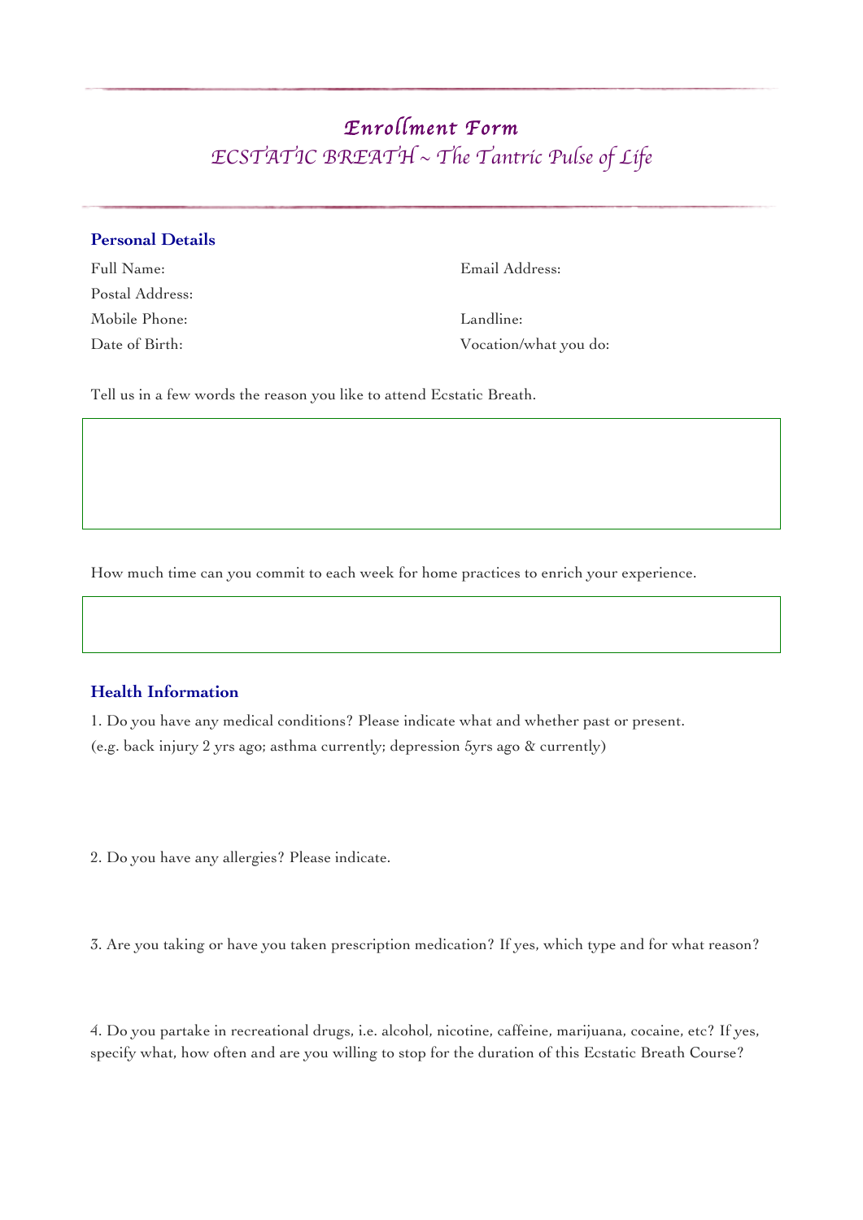# *Enrollment Form*

## *ECSTATIC BREATH ~ The Tantric Pulse of Life*

### Personal Details

Full Name:

Email Address:

Postal Address:

Mobile Phone:

Landline:

Date of Birth:

Vocation/what you do:

Tell us in a few words the reason you like to attend Ecstatic Breath.

How much time can you commit to each week for home practices to enrich your experience.

### Health Information

1. Do you have any medical conditions? Please indicate what and whether past or present.
(e.g. back injury 2 yrs ago; asthma currently; depression 5yrs ago & currently)

2. Do you have any allergies? Please indicate.

3. Are you taking or have you taken prescription medication? If yes, which type and for what reason?

4. Do you partake in recreational drugs, i.e. alcohol, nicotine, caffeine, marijuana, cocaine, etc? If yes, specify what, how often and are you willing to stop for the duration of this Ecstatic Breath Course?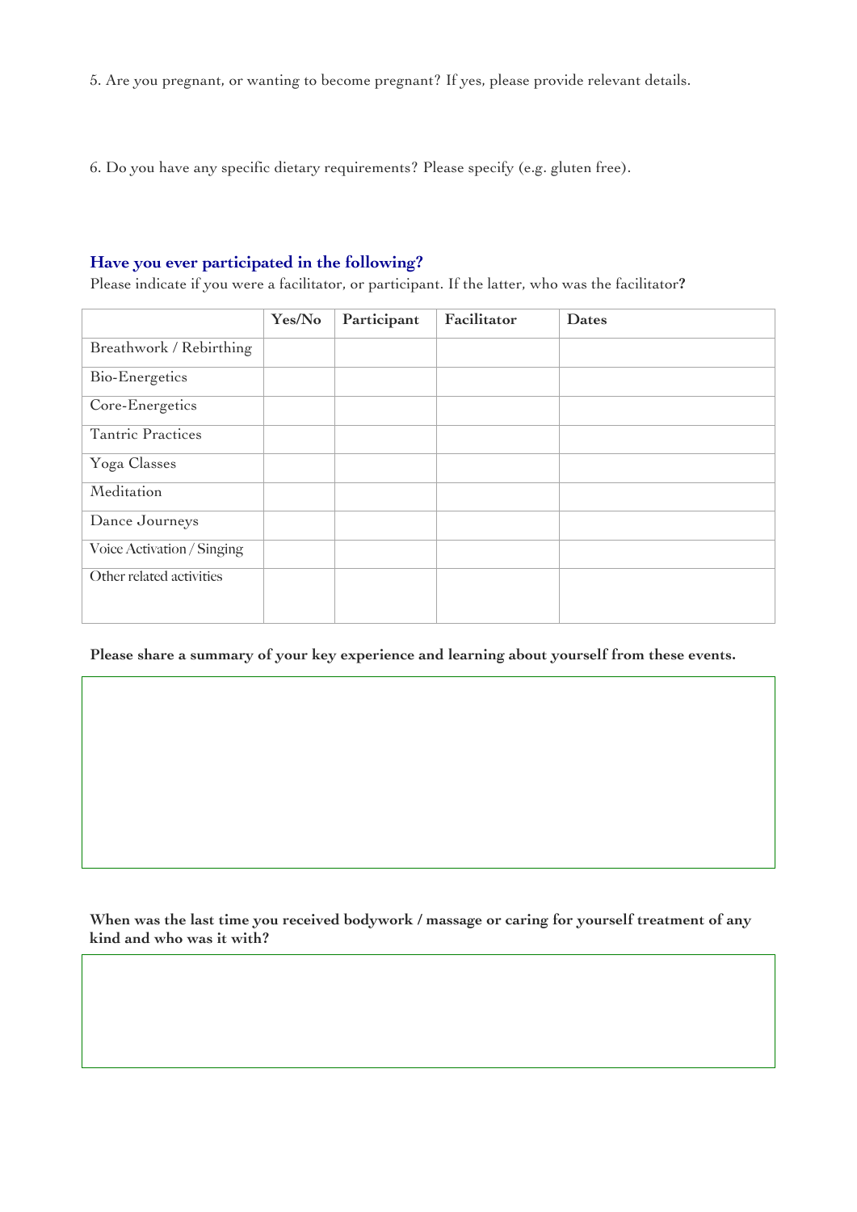5. Are you pregnant, or wanting to become pregnant? If yes, please provide relevant details.

6. Do you have any specific dietary requirements? Please specify (e.g. gluten free).

### Have you ever participated in the following?

Please indicate if you were a facilitator, or participant. If the latter, who was the facilitator**?**

| | Yes/No | Participant | Facilitator | Dates |
|---|---|---|---|---|
| Breathwork / Rebirthing | | | | |
| Bio-Energetics | | | | |
| Core-Energetics | | | | |
| Tantric Practices | | | | |
| Yoga Classes | | | | |
| Meditation | | | | |
| Dance Journeys | | | | |
| Voice Activation / Singing | | | | |
| Other related activities | | | | |

**Please share a summary of your key experience and learning about yourself from these events.**

**When was the last time you received bodywork / massage or caring for yourself treatment of any kind and who was it with?**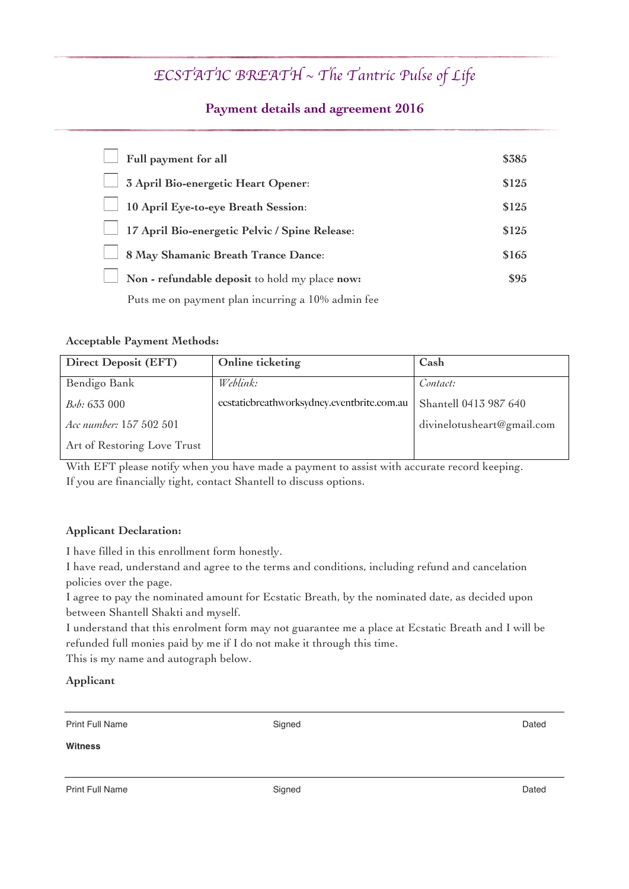# *ECSTATIC BREATH ~ The Tantric Pulse of Life*

## Payment details and agreement 2016

- [ ] **Full payment for all** — **$385**
- [ ] **3 April Bio-energetic Heart Opener**: — **$125**
- [ ] **10 April Eye-to-eye Breath Session**: — **$125**
- [ ] **17 April Bio-energetic Pelvic / Spine Release**: — **$125**
- [ ] **8 May Shamanic Breath Trance Dance**: — **$165**
- [ ] **Non - refundable deposit** to hold my place **now:** — **$95**

Puts me on payment plan incurring a 10% admin fee

**Acceptable Payment Methods:**

| Direct Deposit (EFT) | Online ticketing | Cash |
|---|---|---|
| Bendigo Bank | *Weblink:* | *Contact:* |
| *Bsb:* 633 000 | ecstaticbreathworksydney.eventbrite.com.au | Shantell 0413 987 640 |
| *Acc number:* 157 502 501 | | divinelotusheart@gmail.com |
| Art of Restoring Love Trust | | |

With EFT please notify when you have made a payment to assist with accurate record keeping.
If you are financially tight, contact Shantell to discuss options.

**Applicant Declaration:**

I have filled in this enrollment form honestly.
I have read, understand and agree to the terms and conditions, including refund and cancelation policies over the page.
I agree to pay the nominated amount for Ecstatic Breath, by the nominated date, as decided upon between Shantell Shakti and myself.
I understand that this enrolment form may not guarantee me a place at Ecstatic Breath and I will be refunded full monies paid by me if I do not make it through this time.
This is my name and autograph below.

**Applicant**

| Print Full Name | Signed | Dated |
|---|---|---|

**Witness**

| Print Full Name | Signed | Dated |
|---|---|---|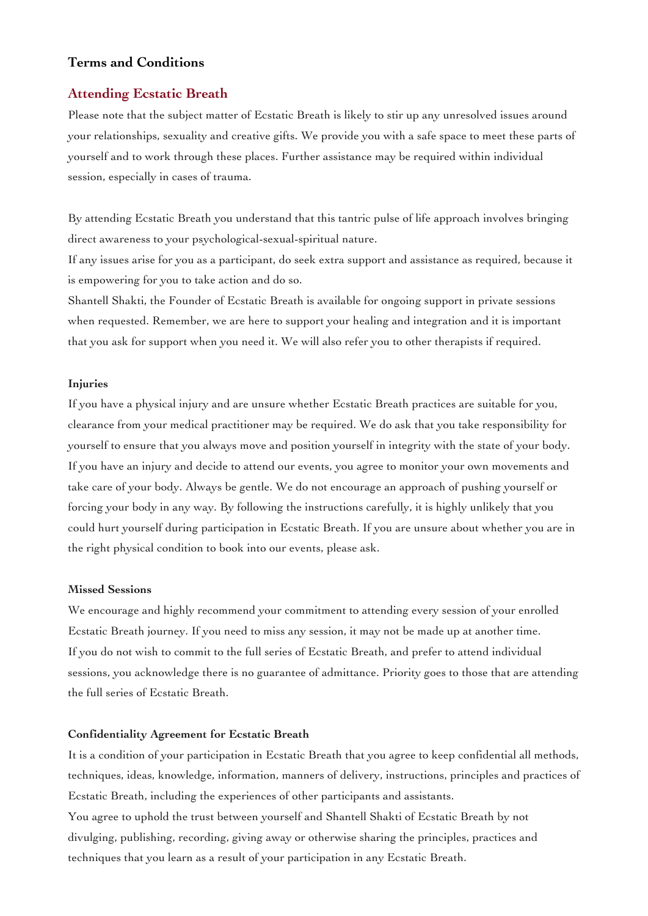## Terms and Conditions

### Attending Ecstatic Breath

Please note that the subject matter of Ecstatic Breath is likely to stir up any unresolved issues around your relationships, sexuality and creative gifts. We provide you with a safe space to meet these parts of yourself and to work through these places. Further assistance may be required within individual session, especially in cases of trauma.

By attending Ecstatic Breath you understand that this tantric pulse of life approach involves bringing direct awareness to your psychological-sexual-spiritual nature.
If any issues arise for you as a participant, do seek extra support and assistance as required, because it is empowering for you to take action and do so.
Shantell Shakti, the Founder of Ecstatic Breath is available for ongoing support in private sessions when requested. Remember, we are here to support your healing and integration and it is important that you ask for support when you need it. We will also refer you to other therapists if required.

**Injuries**

If you have a physical injury and are unsure whether Ecstatic Breath practices are suitable for you, clearance from your medical practitioner may be required. We do ask that you take responsibility for yourself to ensure that you always move and position yourself in integrity with the state of your body. If you have an injury and decide to attend our events, you agree to monitor your own movements and take care of your body. Always be gentle. We do not encourage an approach of pushing yourself or forcing your body in any way. By following the instructions carefully, it is highly unlikely that you could hurt yourself during participation in Ecstatic Breath. If you are unsure about whether you are in the right physical condition to book into our events, please ask.

**Missed Sessions**

We encourage and highly recommend your commitment to attending every session of your enrolled Ecstatic Breath journey. If you need to miss any session, it may not be made up at another time.
If you do not wish to commit to the full series of Ecstatic Breath, and prefer to attend individual sessions, you acknowledge there is no guarantee of admittance. Priority goes to those that are attending the full series of Ecstatic Breath.

**Confidentiality Agreement for Ecstatic Breath**

It is a condition of your participation in Ecstatic Breath that you agree to keep confidential all methods, techniques, ideas, knowledge, information, manners of delivery, instructions, principles and practices of Ecstatic Breath, including the experiences of other participants and assistants.
You agree to uphold the trust between yourself and Shantell Shakti of Ecstatic Breath by not divulging, publishing, recording, giving away or otherwise sharing the principles, practices and techniques that you learn as a result of your participation in any Ecstatic Breath.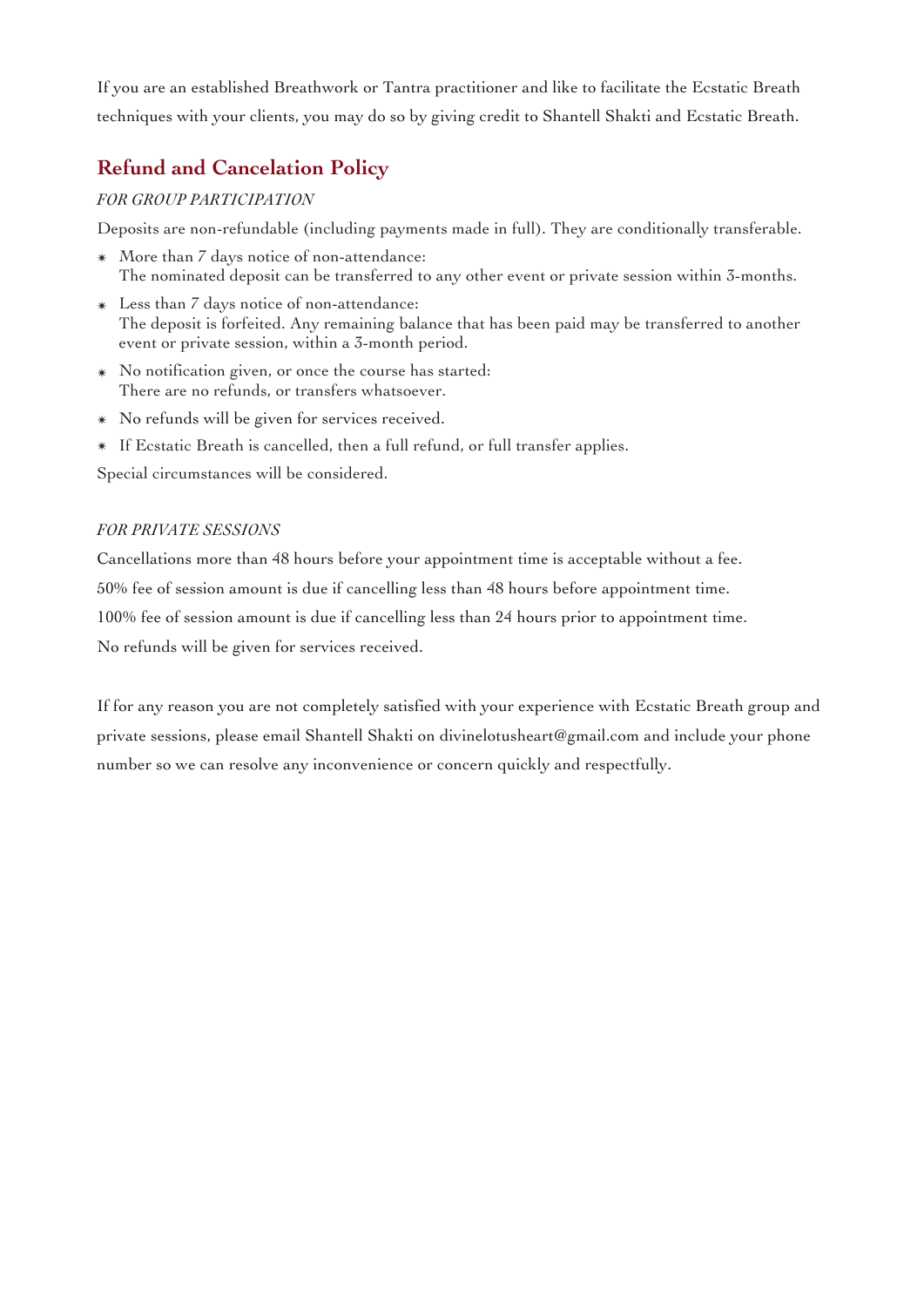If you are an established Breathwork or Tantra practitioner and like to facilitate the Ecstatic Breath techniques with your clients, you may do so by giving credit to Shantell Shakti and Ecstatic Breath.

## Refund and Cancelation Policy

*FOR GROUP PARTICIPATION*

Deposits are non-refundable (including payments made in full). They are conditionally transferable.

- More than 7 days notice of non-attendance:
  The nominated deposit can be transferred to any other event or private session within 3-months.
- Less than 7 days notice of non-attendance:
  The deposit is forfeited. Any remaining balance that has been paid may be transferred to another event or private session, within a 3-month period.
- No notification given, or once the course has started:
  There are no refunds, or transfers whatsoever.
- No refunds will be given for services received.
- If Ecstatic Breath is cancelled, then a full refund, or full transfer applies.

Special circumstances will be considered.

*FOR PRIVATE SESSIONS*

Cancellations more than 48 hours before your appointment time is acceptable without a fee.

50% fee of session amount is due if cancelling less than 48 hours before appointment time.

100% fee of session amount is due if cancelling less than 24 hours prior to appointment time.

No refunds will be given for services received.

If for any reason you are not completely satisfied with your experience with Ecstatic Breath group and private sessions, please email Shantell Shakti on divinelotusheart@gmail.com and include your phone number so we can resolve any inconvenience or concern quickly and respectfully.